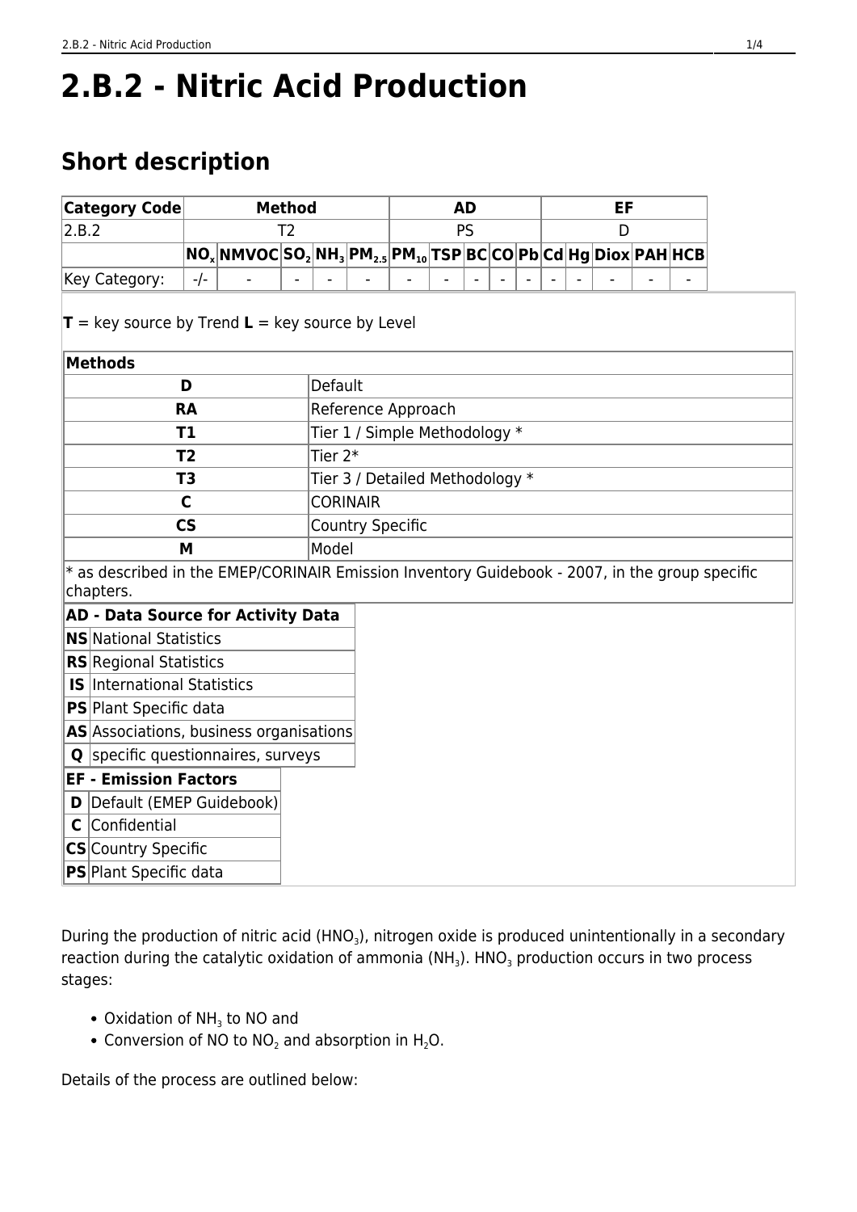# 2.B.2 - Nitric Acid Production

## Short description

| Category Code | Method | | | | | AD | | | EF | | | | | | |
|---|---|---|---|---|---|---|---|---|---|---|---|---|---|---|---|
| 2.B.2 | T2 | | | | | PS | | | D | | | | | | |
| | $NO_x$ | NMVOC | $SO_2$ | $NH_3$ | $PM_{2.5}$ | $PM_{10}$ | TSP | BC | CO | Pb | Cd | Hg | Diox | PAH | HCB |
| Key Category: | -/- | - | - | - | - | - | - | - | - | - | - | - | - | - | - |

**T** = key source by Trend **L** = key source by Level

| Methods | |
|---|---|
| **D** | Default |
| **RA** | Reference Approach |
| **T1** | Tier 1 / Simple Methodology * |
| **T2** | Tier 2* |
| **T3** | Tier 3 / Detailed Methodology * |
| **C** | CORINAIR |
| **CS** | Country Specific |
| **M** | Model |

* as described in the EMEP/CORINAIR Emission Inventory Guidebook - 2007, in the group specific chapters.

| AD - Data Source for Activity Data | |
|---|---|
| **NS** | National Statistics |
| **RS** | Regional Statistics |
| **IS** | International Statistics |
| **PS** | Plant Specific data |
| **AS** | Associations, business organisations |
| **Q** | specific questionnaires, surveys |

| EF - Emission Factors | |
|---|---|
| **D** | Default (EMEP Guidebook) |
| **C** | Confidential |
| **CS** | Country Specific |
| **PS** | Plant Specific data |

During the production of nitric acid ($HNO_3$), nitrogen oxide is produced unintentionally in a secondary reaction during the catalytic oxidation of ammonia ($NH_3$). $HNO_3$ production occurs in two process stages:

- Oxidation of $NH_3$ to NO and
- Conversion of NO to $NO_2$ and absorption in $H_2O$.

Details of the process are outlined below: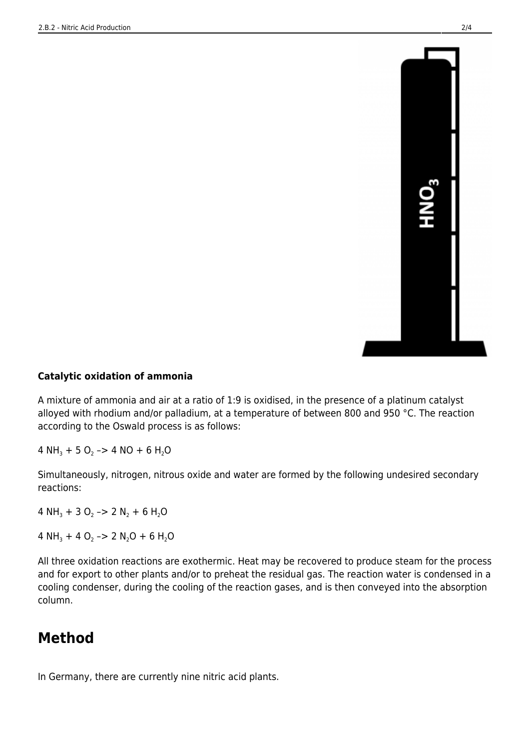**Catalytic oxidation of ammonia**

A mixture of ammonia and air at a ratio of 1:9 is oxidised, in the presence of a platinum catalyst alloyed with rhodium and/or palladium, at a temperature of between 800 and 950 °C. The reaction according to the Oswald process is as follows:

$4\ NH_3 + 5\ O_2 \rightarrow 4\ NO + 6\ H_2O$

Simultaneously, nitrogen, nitrous oxide and water are formed by the following undesired secondary reactions:

$4\ NH_3 + 3\ O_2 \rightarrow 2\ N_2 + 6\ H_2O$

$4\ NH_3 + 4\ O_2 \rightarrow 2\ N_2O + 6\ H_2O$

All three oxidation reactions are exothermic. Heat may be recovered to produce steam for the process and for export to other plants and/or to preheat the residual gas. The reaction water is condensed in a cooling condenser, during the cooling of the reaction gases, and is then conveyed into the absorption column.

## Method

In Germany, there are currently nine nitric acid plants.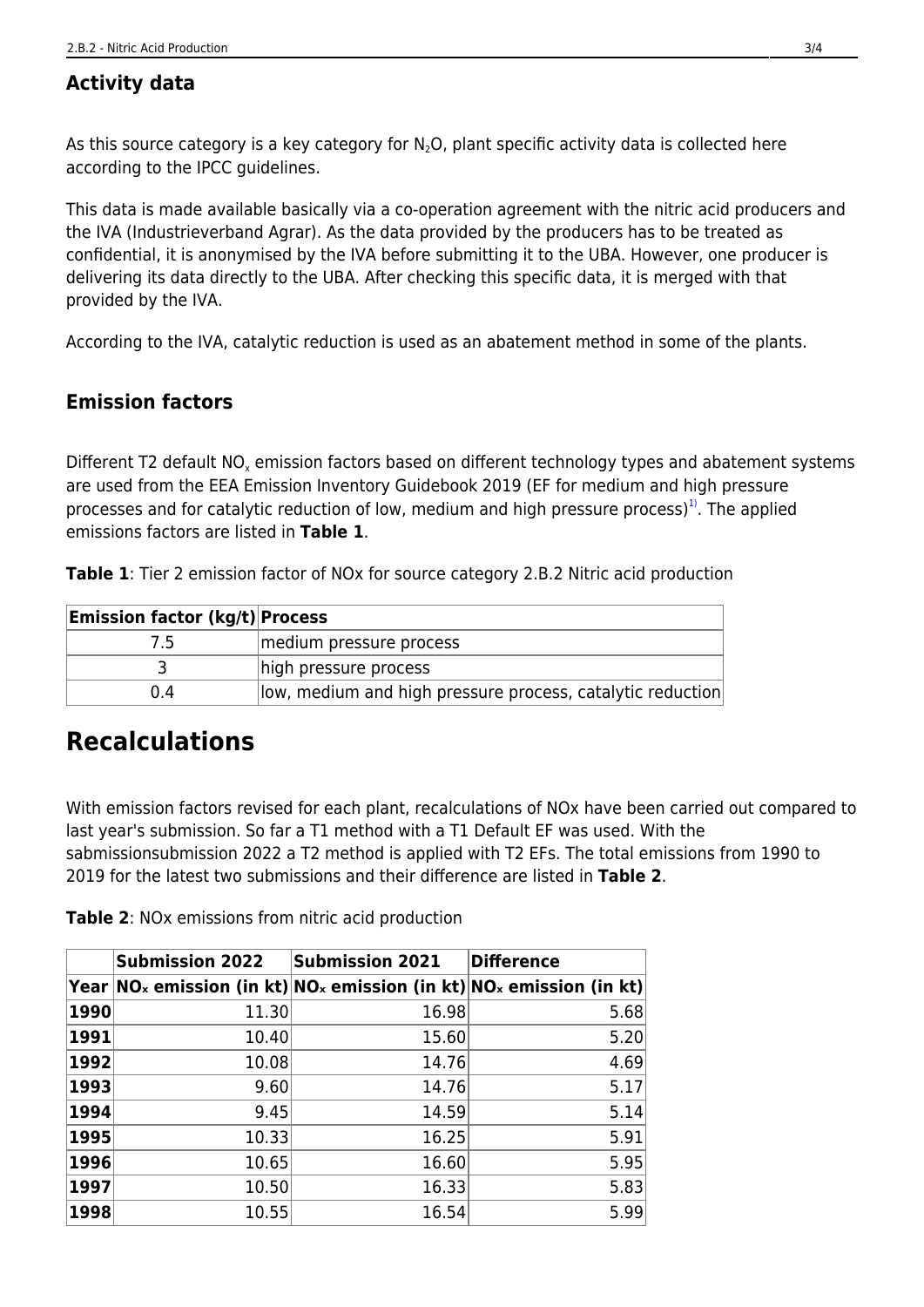### Activity data

As this source category is a key category for $N_2O$, plant specific activity data is collected here according to the IPCC guidelines.

This data is made available basically via a co-operation agreement with the nitric acid producers and the IVA (Industrieverband Agrar). As the data provided by the producers has to be treated as confidential, it is anonymised by the IVA before submitting it to the UBA. However, one producer is delivering its data directly to the UBA. After checking this specific data, it is merged with that provided by the IVA.

According to the IVA, catalytic reduction is used as an abatement method in some of the plants.

### Emission factors

Different T2 default $NO_x$ emission factors based on different technology types and abatement systems are used from the EEA Emission Inventory Guidebook 2019 (EF for medium and high pressure processes and for catalytic reduction of low, medium and high pressure process)[1]. The applied emissions factors are listed in **Table 1**.

**Table 1**: Tier 2 emission factor of NOx for source category 2.B.2 Nitric acid production

| Emission factor (kg/t) | Process |
| --- | --- |
| 7.5 | medium pressure process |
| 3 | high pressure process |
| 0.4 | low, medium and high pressure process, catalytic reduction |

# Recalculations

With emission factors revised for each plant, recalculations of NOx have been carried out compared to last year's submission. So far a T1 method with a T1 Default EF was used. With the sabmissionsubmission 2022 a T2 method is applied with T2 EFs. The total emissions from 1990 to 2019 for the latest two submissions and their difference are listed in **Table 2**.

**Table 2**: NOx emissions from nitric acid production

| | Submission 2022 | Submission 2021 | Difference |
| --- | --- | --- | --- |
| Year | $NO_x$ emission (in kt) | $NO_x$ emission (in kt) | $NO_x$ emission (in kt) |
| 1990 | 11.30 | 16.98 | 5.68 |
| 1991 | 10.40 | 15.60 | 5.20 |
| 1992 | 10.08 | 14.76 | 4.69 |
| 1993 | 9.60 | 14.76 | 5.17 |
| 1994 | 9.45 | 14.59 | 5.14 |
| 1995 | 10.33 | 16.25 | 5.91 |
| 1996 | 10.65 | 16.60 | 5.95 |
| 1997 | 10.50 | 16.33 | 5.83 |
| 1998 | 10.55 | 16.54 | 5.99 |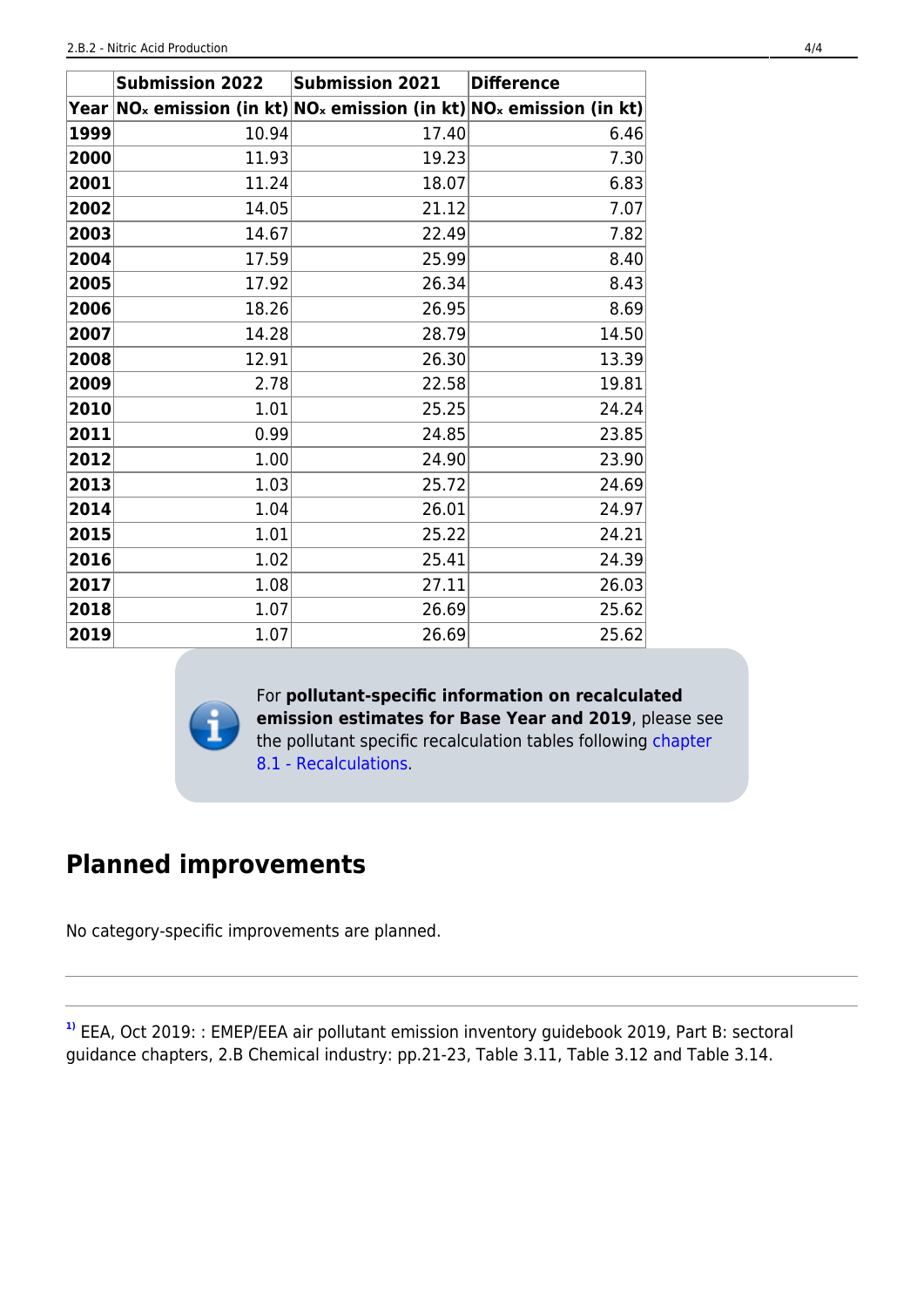| | Submission 2022 | Submission 2021 | Difference |
|---|---|---|---|
| Year | $NO_x$ emission (in kt) | $NO_x$ emission (in kt) | $NO_x$ emission (in kt) |
| 1999 | 10.94 | 17.40 | 6.46 |
| 2000 | 11.93 | 19.23 | 7.30 |
| 2001 | 11.24 | 18.07 | 6.83 |
| 2002 | 14.05 | 21.12 | 7.07 |
| 2003 | 14.67 | 22.49 | 7.82 |
| 2004 | 17.59 | 25.99 | 8.40 |
| 2005 | 17.92 | 26.34 | 8.43 |
| 2006 | 18.26 | 26.95 | 8.69 |
| 2007 | 14.28 | 28.79 | 14.50 |
| 2008 | 12.91 | 26.30 | 13.39 |
| 2009 | 2.78 | 22.58 | 19.81 |
| 2010 | 1.01 | 25.25 | 24.24 |
| 2011 | 0.99 | 24.85 | 23.85 |
| 2012 | 1.00 | 24.90 | 23.90 |
| 2013 | 1.03 | 25.72 | 24.69 |
| 2014 | 1.04 | 26.01 | 24.97 |
| 2015 | 1.01 | 25.22 | 24.21 |
| 2016 | 1.02 | 25.41 | 24.39 |
| 2017 | 1.08 | 27.11 | 26.03 |
| 2018 | 1.07 | 26.69 | 25.62 |
| 2019 | 1.07 | 26.69 | 25.62 |

For **pollutant-specific information on recalculated emission estimates for Base Year and 2019**, please see the pollutant specific recalculation tables following chapter 8.1 - Recalculations.

## Planned improvements

No category-specific improvements are planned.

---

[1] EEA, Oct 2019: : EMEP/EEA air pollutant emission inventory guidebook 2019, Part B: sectoral guidance chapters, 2.B Chemical industry: pp.21-23, Table 3.11, Table 3.12 and Table 3.14.